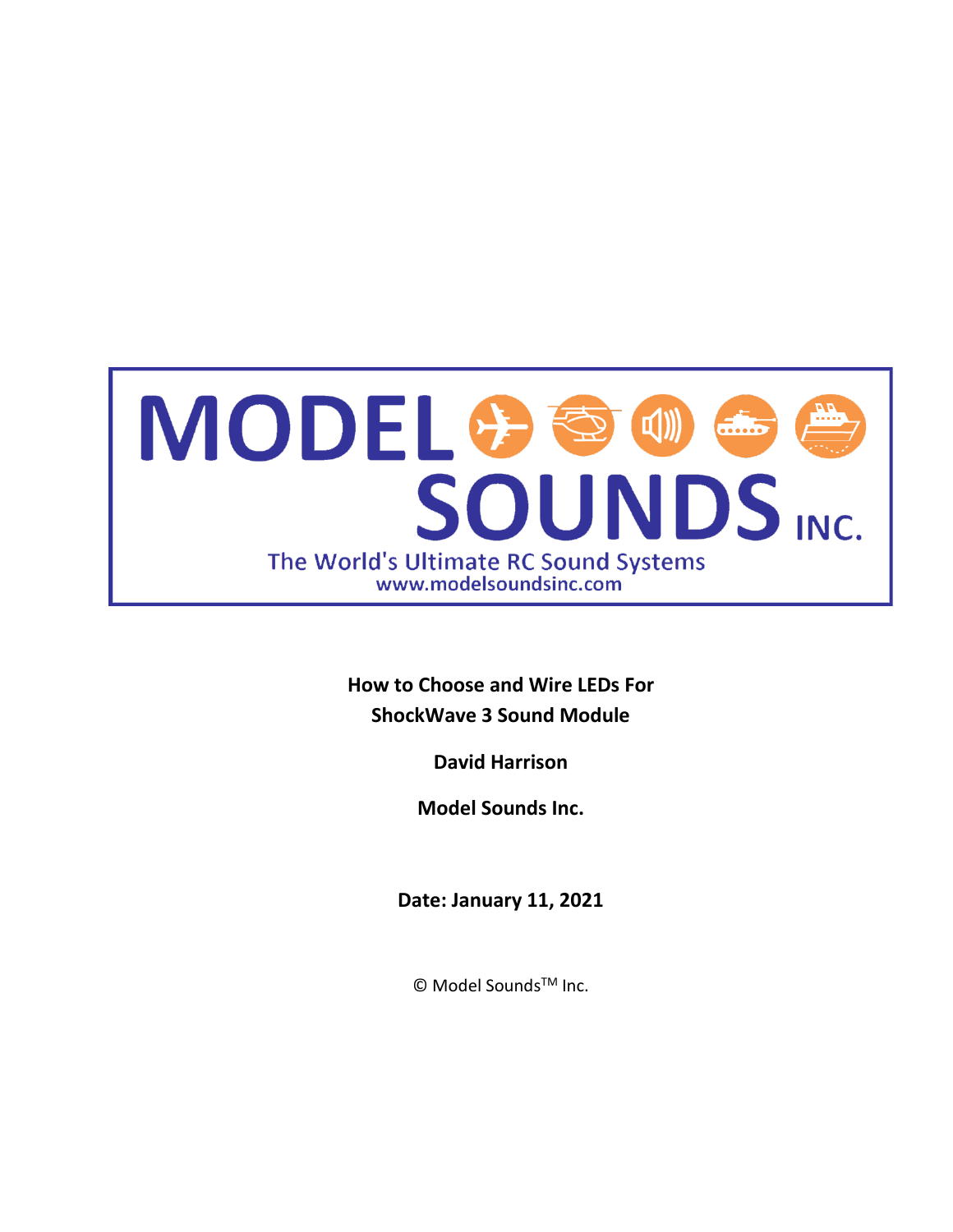MODEL SOUNDS INC.

The World's Ultimate RC Sound Systems

www.modelsoundsinc.com

# How to Choose and Wire LEDs For ShockWave 3 Sound Module

**David Harrison**

**Model Sounds Inc.**

**Date: January 11, 2021**

© Model Sounds™ Inc.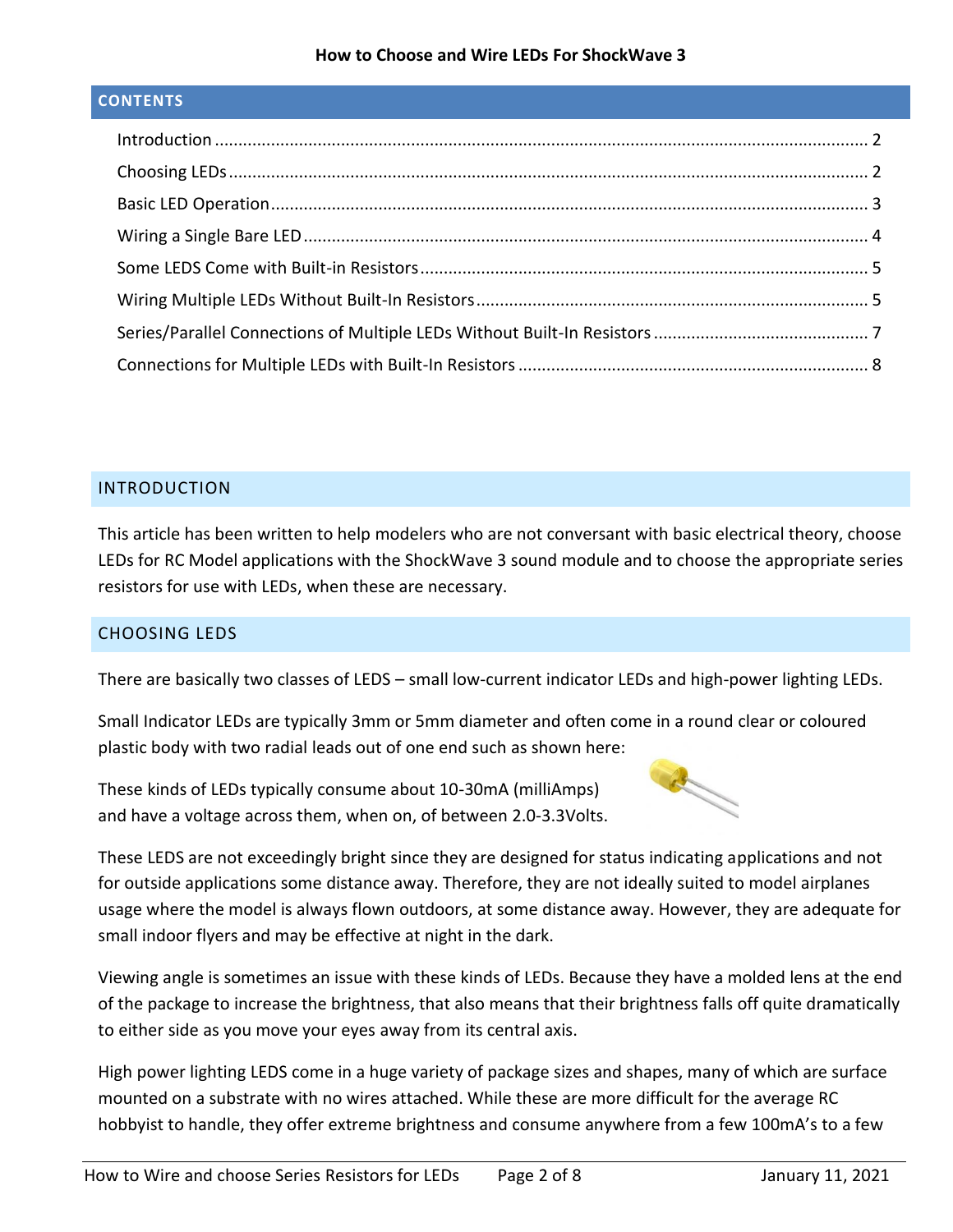## CONTENTS

Introduction .......... 2
Choosing LEDs .......... 2
Basic LED Operation .......... 3
Wiring a Single Bare LED .......... 4
Some LEDS Come with Built-in Resistors .......... 5
Wiring Multiple LEDs Without Built-In Resistors .......... 5
Series/Parallel Connections of Multiple LEDs Without Built-In Resistors .......... 7
Connections for Multiple LEDs with Built-In Resistors .......... 8

## INTRODUCTION

This article has been written to help modelers who are not conversant with basic electrical theory, choose LEDs for RC Model applications with the ShockWave 3 sound module and to choose the appropriate series resistors for use with LEDs, when these are necessary.

## CHOOSING LEDS

There are basically two classes of LEDS – small low-current indicator LEDs and high-power lighting LEDs.

Small Indicator LEDs are typically 3mm or 5mm diameter and often come in a round clear or coloured plastic body with two radial leads out of one end such as shown here:

These kinds of LEDs typically consume about 10-30mA (milliAmps) and have a voltage across them, when on, of between 2.0-3.3Volts.

These LEDS are not exceedingly bright since they are designed for status indicating applications and not for outside applications some distance away. Therefore, they are not ideally suited to model airplanes usage where the model is always flown outdoors, at some distance away. However, they are adequate for small indoor flyers and may be effective at night in the dark.

Viewing angle is sometimes an issue with these kinds of LEDs. Because they have a molded lens at the end of the package to increase the brightness, that also means that their brightness falls off quite dramatically to either side as you move your eyes away from its central axis.

High power lighting LEDS come in a huge variety of package sizes and shapes, many of which are surface mounted on a substrate with no wires attached. While these are more difficult for the average RC hobbyist to handle, they offer extreme brightness and consume anywhere from a few 100mA's to a few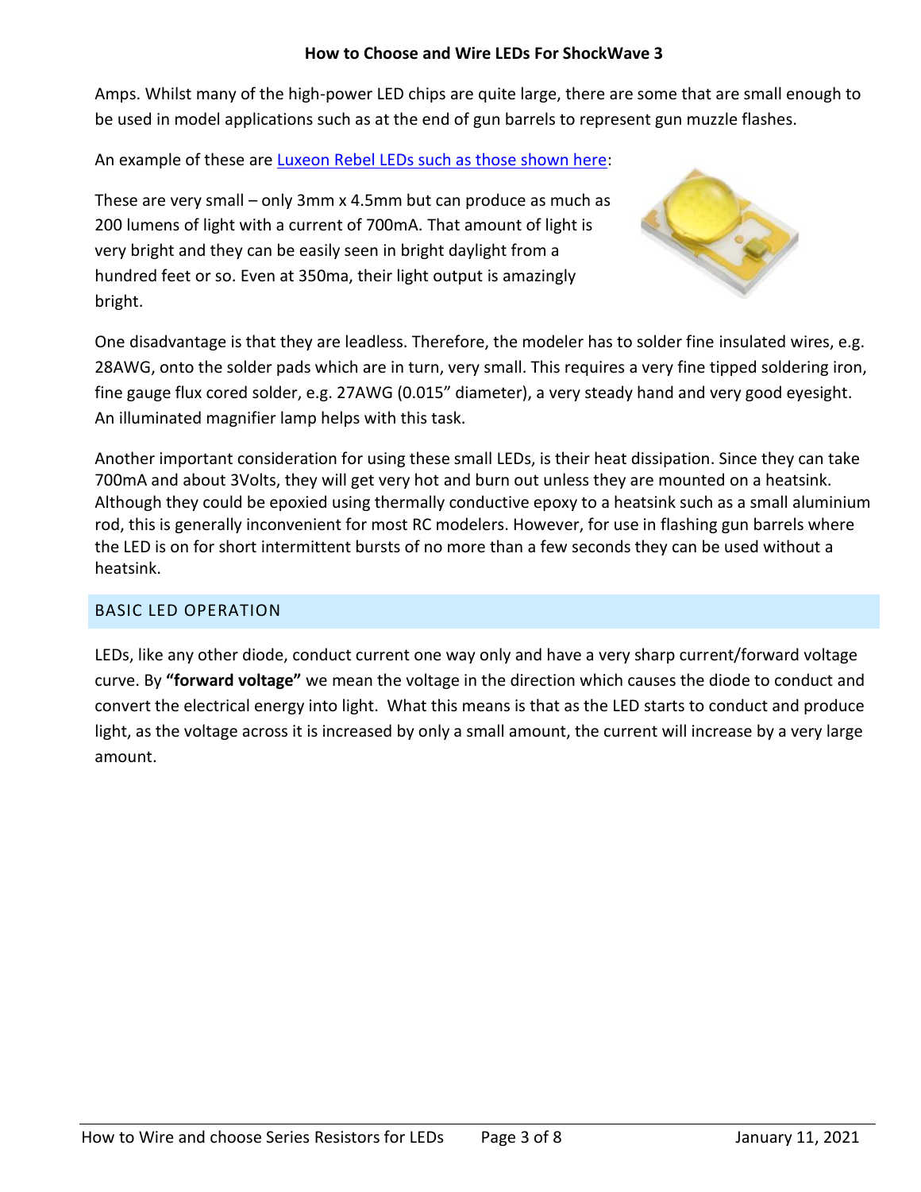Amps. Whilst many of the high-power LED chips are quite large, there are some that are small enough to be used in model applications such as at the end of gun barrels to represent gun muzzle flashes.

An example of these are Luxeon Rebel LEDs such as those shown here:

These are very small – only 3mm x 4.5mm but can produce as much as 200 lumens of light with a current of 700mA. That amount of light is very bright and they can be easily seen in bright daylight from a hundred feet or so. Even at 350ma, their light output is amazingly bright.

One disadvantage is that they are leadless. Therefore, the modeler has to solder fine insulated wires, e.g. 28AWG, onto the solder pads which are in turn, very small. This requires a very fine tipped soldering iron, fine gauge flux cored solder, e.g. 27AWG (0.015" diameter), a very steady hand and very good eyesight. An illuminated magnifier lamp helps with this task.

Another important consideration for using these small LEDs, is their heat dissipation. Since they can take 700mA and about 3Volts, they will get very hot and burn out unless they are mounted on a heatsink. Although they could be epoxied using thermally conductive epoxy to a heatsink such as a small aluminium rod, this is generally inconvenient for most RC modelers. However, for use in flashing gun barrels where the LED is on for short intermittent bursts of no more than a few seconds they can be used without a heatsink.

## BASIC LED OPERATION

LEDs, like any other diode, conduct current one way only and have a very sharp current/forward voltage curve. By **"forward voltage"** we mean the voltage in the direction which causes the diode to conduct and convert the electrical energy into light. What this means is that as the LED starts to conduct and produce light, as the voltage across it is increased by only a small amount, the current will increase by a very large amount.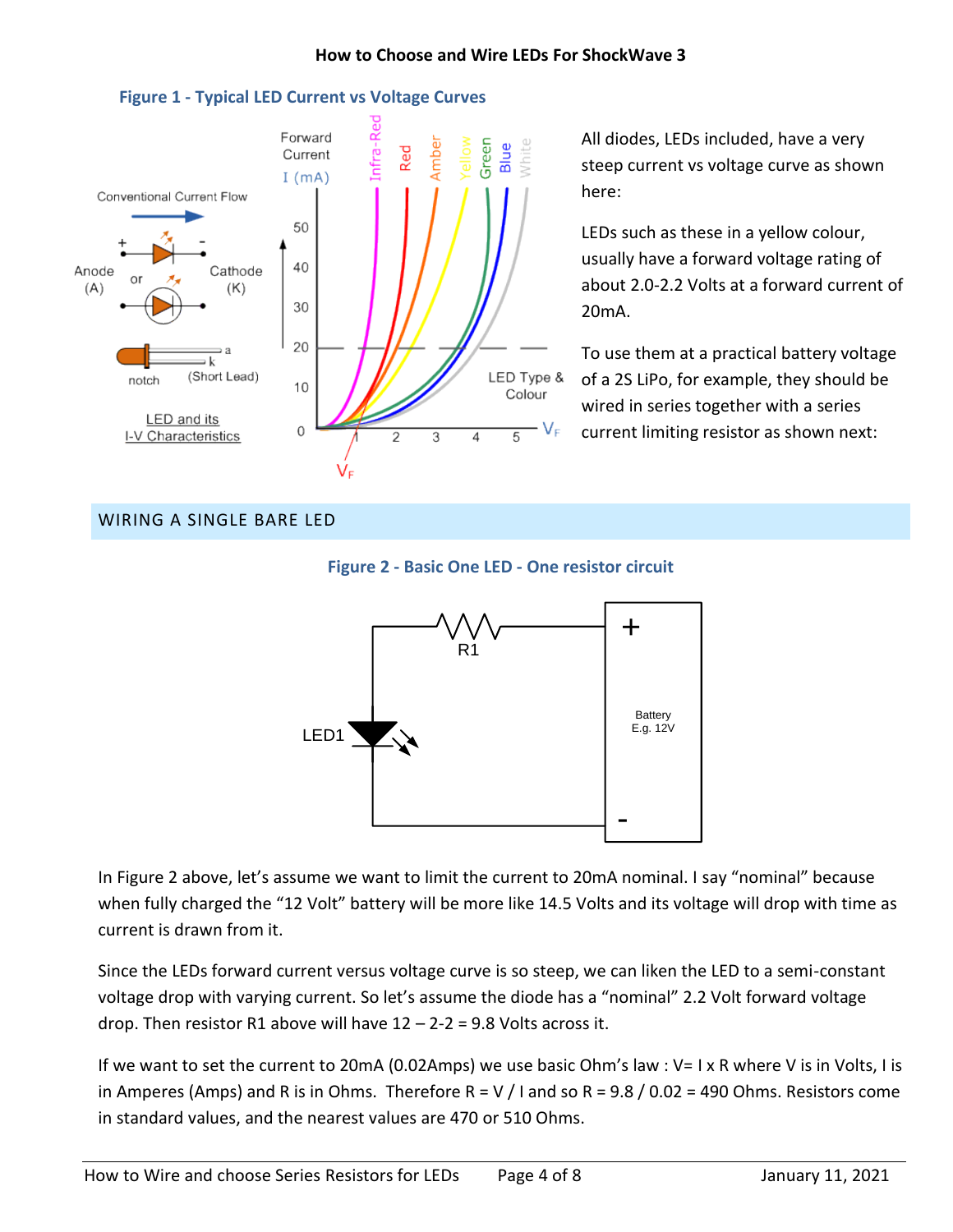**How to Choose and Wire LEDs For ShockWave 3**

**Figure 1 - Typical LED Current vs Voltage Curves**

All diodes, LEDs included, have a very steep current vs voltage curve as shown here:

LEDs such as these in a yellow colour, usually have a forward voltage rating of about 2.0-2.2 Volts at a forward current of 20mA.

To use them at a practical battery voltage of a 2S LiPo, for example, they should be wired in series together with a series current limiting resistor as shown next:

## WIRING A SINGLE BARE LED

**Figure 2 - Basic One LED - One resistor circuit**

In Figure 2 above, let's assume we want to limit the current to 20mA nominal. I say "nominal" because when fully charged the "12 Volt" battery will be more like 14.5 Volts and its voltage will drop with time as current is drawn from it.

Since the LEDs forward current versus voltage curve is so steep, we can liken the LED to a semi-constant voltage drop with varying current. So let's assume the diode has a "nominal" 2.2 Volt forward voltage drop. Then resistor R1 above will have 12 – 2-2 = 9.8 Volts across it.

If we want to set the current to 20mA (0.02Amps) we use basic Ohm's law : V= I x R where V is in Volts, I is in Amperes (Amps) and R is in Ohms. Therefore R = V / I and so R = 9.8 / 0.02 = 490 Ohms. Resistors come in standard values, and the nearest values are 470 or 510 Ohms.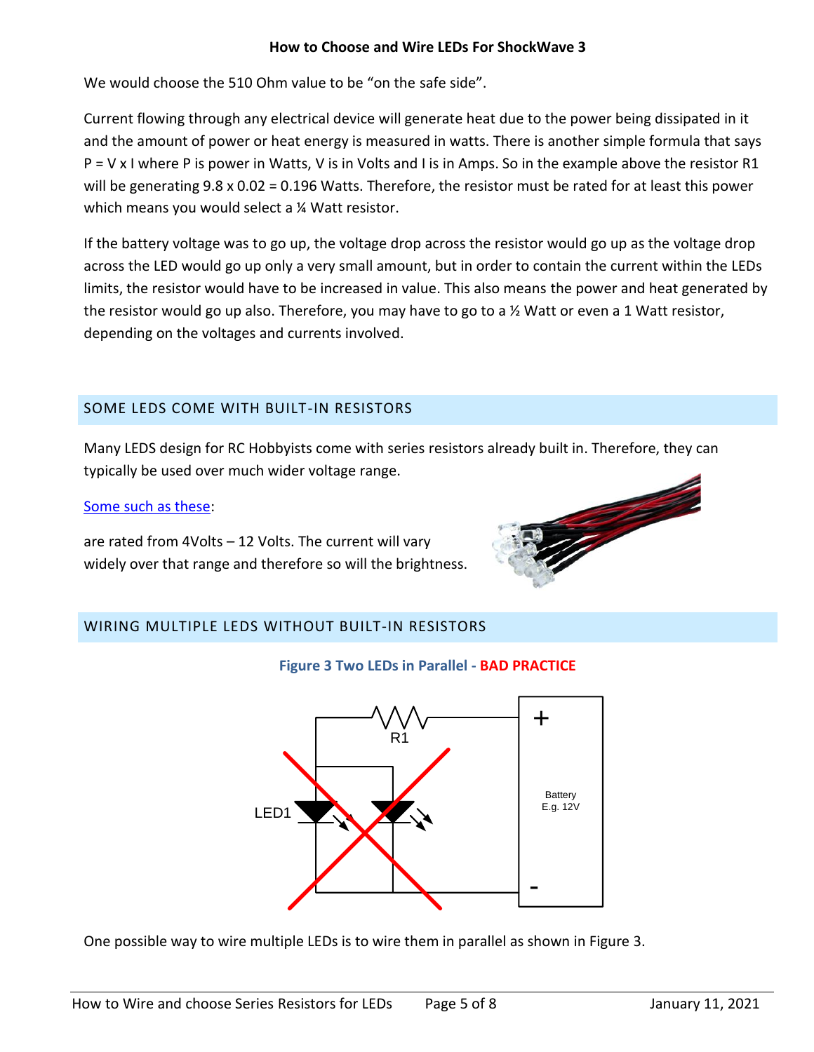We would choose the 510 Ohm value to be "on the safe side".

Current flowing through any electrical device will generate heat due to the power being dissipated in it and the amount of power or heat energy is measured in watts. There is another simple formula that says P = V x I where P is power in Watts, V is in Volts and I is in Amps. So in the example above the resistor R1 will be generating 9.8 x 0.02 = 0.196 Watts. Therefore, the resistor must be rated for at least this power which means you would select a ¼ Watt resistor.

If the battery voltage was to go up, the voltage drop across the resistor would go up as the voltage drop across the LED would go up only a very small amount, but in order to contain the current within the LEDs limits, the resistor would have to be increased in value. This also means the power and heat generated by the resistor would go up also. Therefore, you may have to go to a ½ Watt or even a 1 Watt resistor, depending on the voltages and currents involved.

## SOME LEDS COME WITH BUILT-IN RESISTORS

Many LEDS design for RC Hobbyists come with series resistors already built in. Therefore, they can typically be used over much wider voltage range.

Some such as these:

are rated from 4Volts – 12 Volts. The current will vary widely over that range and therefore so will the brightness.

## WIRING MULTIPLE LEDS WITHOUT BUILT-IN RESISTORS

**Figure 3 Two LEDs in Parallel - BAD PRACTICE**

One possible way to wire multiple LEDs is to wire them in parallel as shown in Figure 3.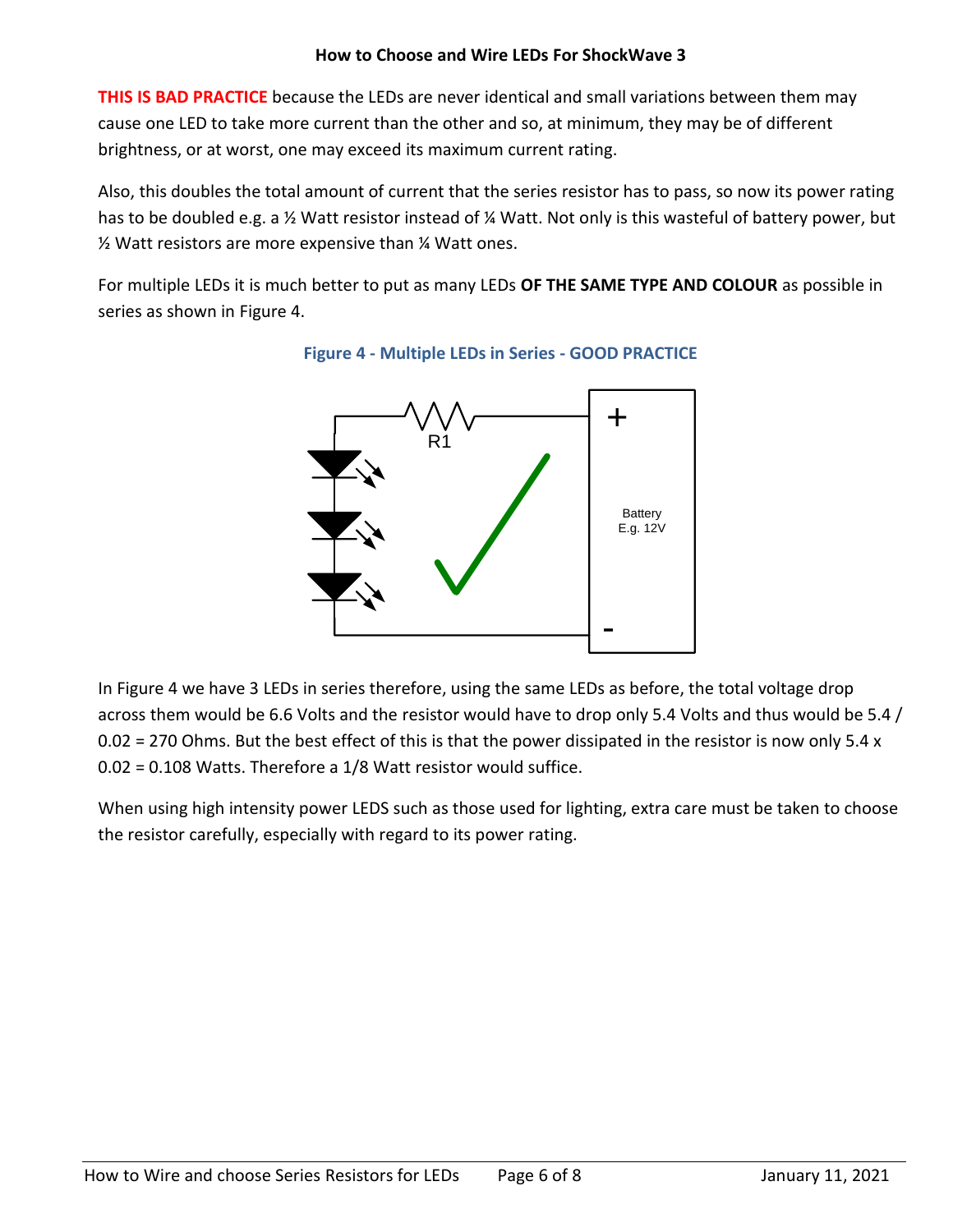**THIS IS BAD PRACTICE** because the LEDs are never identical and small variations between them may cause one LED to take more current than the other and so, at minimum, they may be of different brightness, or at worst, one may exceed its maximum current rating.

Also, this doubles the total amount of current that the series resistor has to pass, so now its power rating has to be doubled e.g. a ½ Watt resistor instead of ¼ Watt. Not only is this wasteful of battery power, but ½ Watt resistors are more expensive than ¼ Watt ones.

For multiple LEDs it is much better to put as many LEDs **OF THE SAME TYPE AND COLOUR** as possible in series as shown in Figure 4.

**Figure 4 - Multiple LEDs in Series - GOOD PRACTICE**

In Figure 4 we have 3 LEDs in series therefore, using the same LEDs as before, the total voltage drop across them would be 6.6 Volts and the resistor would have to drop only 5.4 Volts and thus would be 5.4 / 0.02 = 270 Ohms. But the best effect of this is that the power dissipated in the resistor is now only 5.4 x 0.02 = 0.108 Watts. Therefore a 1/8 Watt resistor would suffice.

When using high intensity power LEDS such as those used for lighting, extra care must be taken to choose the resistor carefully, especially with regard to its power rating.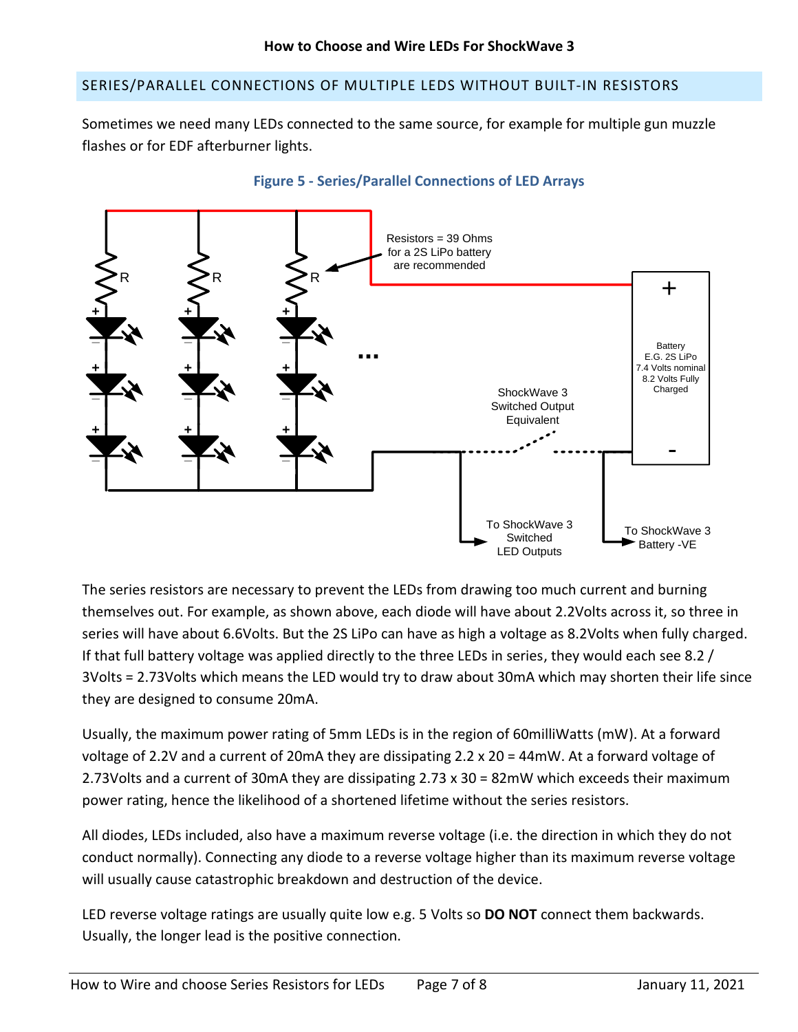## SERIES/PARALLEL CONNECTIONS OF MULTIPLE LEDS WITHOUT BUILT-IN RESISTORS

Sometimes we need many LEDs connected to the same source, for example for multiple gun muzzle flashes or for EDF afterburner lights.

**Figure 5 - Series/Parallel Connections of LED Arrays**

The series resistors are necessary to prevent the LEDs from drawing too much current and burning themselves out. For example, as shown above, each diode will have about 2.2Volts across it, so three in series will have about 6.6Volts. But the 2S LiPo can have as high a voltage as 8.2Volts when fully charged. If that full battery voltage was applied directly to the three LEDs in series, they would each see 8.2 / 3Volts = 2.73Volts which means the LED would try to draw about 30mA which may shorten their life since they are designed to consume 20mA.

Usually, the maximum power rating of 5mm LEDs is in the region of 60milliWatts (mW). At a forward voltage of 2.2V and a current of 20mA they are dissipating 2.2 x 20 = 44mW. At a forward voltage of 2.73Volts and a current of 30mA they are dissipating 2.73 x 30 = 82mW which exceeds their maximum power rating, hence the likelihood of a shortened lifetime without the series resistors.

All diodes, LEDs included, also have a maximum reverse voltage (i.e. the direction in which they do not conduct normally). Connecting any diode to a reverse voltage higher than its maximum reverse voltage will usually cause catastrophic breakdown and destruction of the device.

LED reverse voltage ratings are usually quite low e.g. 5 Volts so **DO NOT** connect them backwards. Usually, the longer lead is the positive connection.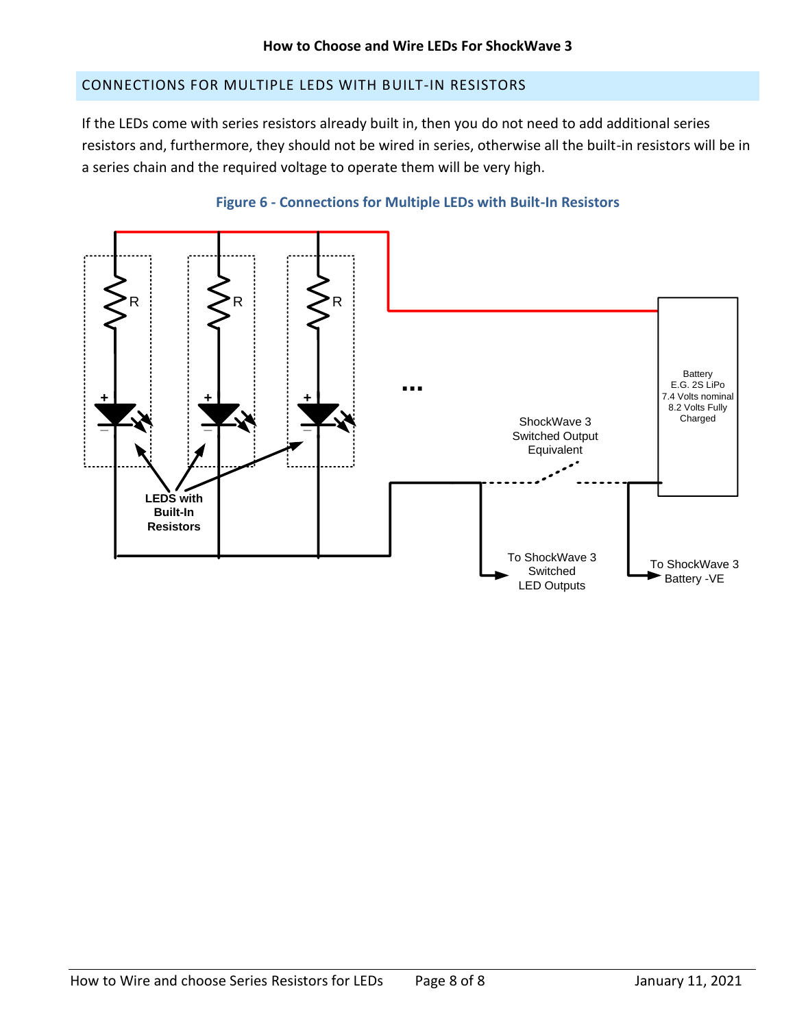## CONNECTIONS FOR MULTIPLE LEDS WITH BUILT-IN RESISTORS

If the LEDs come with series resistors already built in, then you do not need to add additional series resistors and, furthermore, they should not be wired in series, otherwise all the built-in resistors will be in a series chain and the required voltage to operate them will be very high.

**Figure 6 - Connections for Multiple LEDs with Built-In Resistors**

R
R
R
+
+
+
...
LEDS with
Built-In
Resistors
Battery
E.G. 2S LiPo
7.4 Volts nominal
8.2 Volts Fully
Charged
ShockWave 3
Switched Output
Equivalent
To ShockWave 3
Switched
LED Outputs
To ShockWave 3
Battery -VE